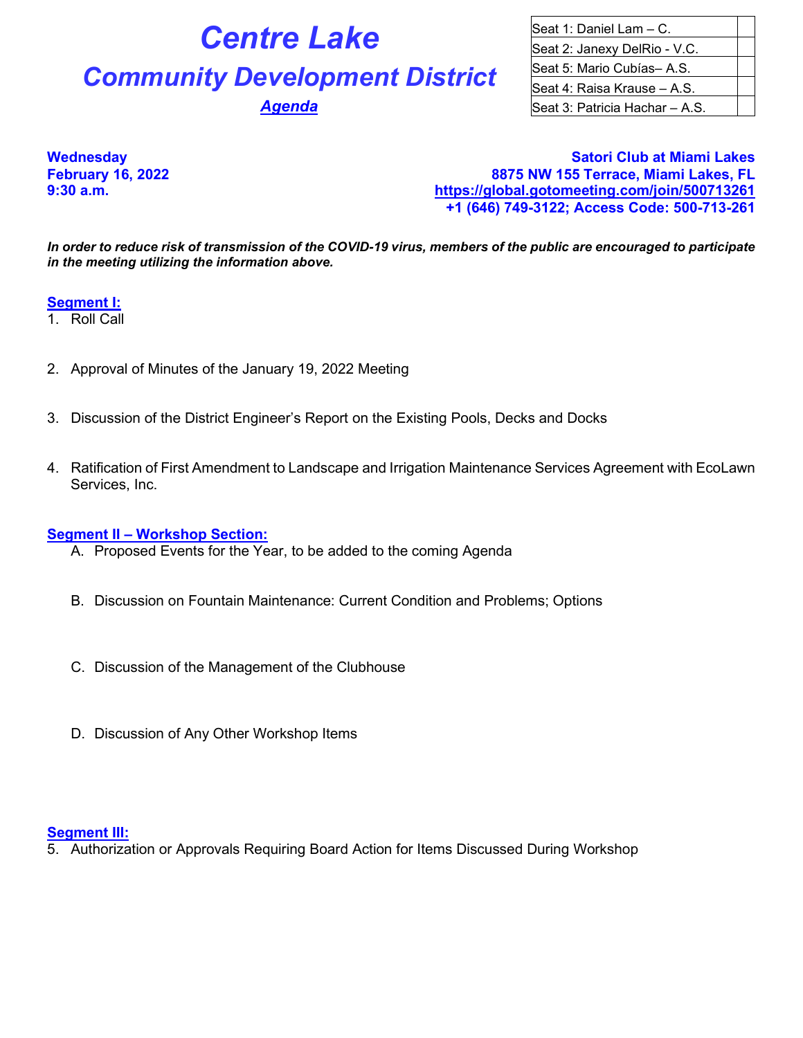# Centre Lake

## Community Development District

### Agenda

| Seat 1: Daniel Lam – C. | |
|---|---|
| Seat 2: Janexy DelRio - V.C. | |
| Seat 5: Mario Cubías– A.S. | |
| Seat 4: Raisa Krause – A.S. | |
| Seat 3: Patricia Hachar – A.S. | |

**Wednesday**
**February 16, 2022**
**9:30 a.m.**

**Satori Club at Miami Lakes**
**8875 NW 155 Terrace, Miami Lakes, FL**
**https://global.gotomeeting.com/join/500713261**
**+1 (646) 749-3122; Access Code: 500-713-261**

***In order to reduce risk of transmission of the COVID-19 virus, members of the public are encouraged to participate in the meeting utilizing the information above.***

**Segment I:**

1. Roll Call

2. Approval of Minutes of the January 19, 2022 Meeting

3. Discussion of the District Engineer's Report on the Existing Pools, Decks and Docks

4. Ratification of First Amendment to Landscape and Irrigation Maintenance Services Agreement with EcoLawn Services, Inc.

**Segment II – Workshop Section:**

A. Proposed Events for the Year, to be added to the coming Agenda

B. Discussion on Fountain Maintenance: Current Condition and Problems; Options

C. Discussion of the Management of the Clubhouse

D. Discussion of Any Other Workshop Items

**Segment III:**

5. Authorization or Approvals Requiring Board Action for Items Discussed During Workshop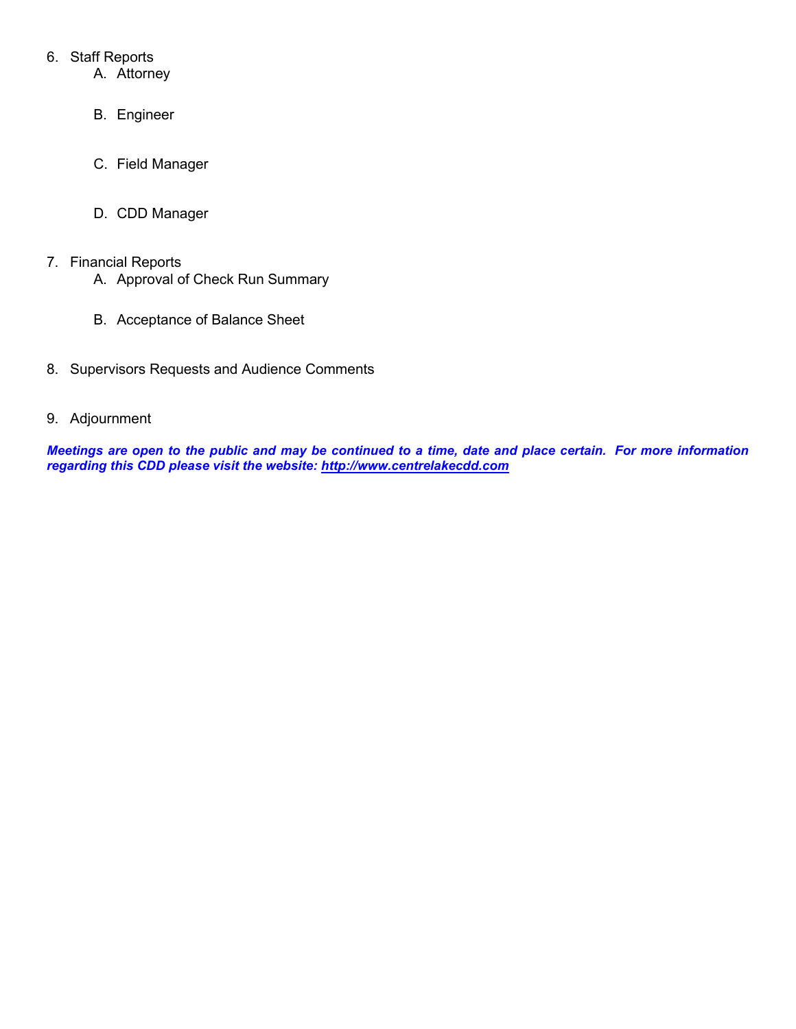6. Staff Reports
    A. Attorney

    B. Engineer

    C. Field Manager

    D. CDD Manager

7. Financial Reports
    A. Approval of Check Run Summary

    B. Acceptance of Balance Sheet

8. Supervisors Requests and Audience Comments

9. Adjournment

***Meetings are open to the public and may be continued to a time, date and place certain. For more information regarding this CDD please visit the website: http://www.centrelakecdd.com***